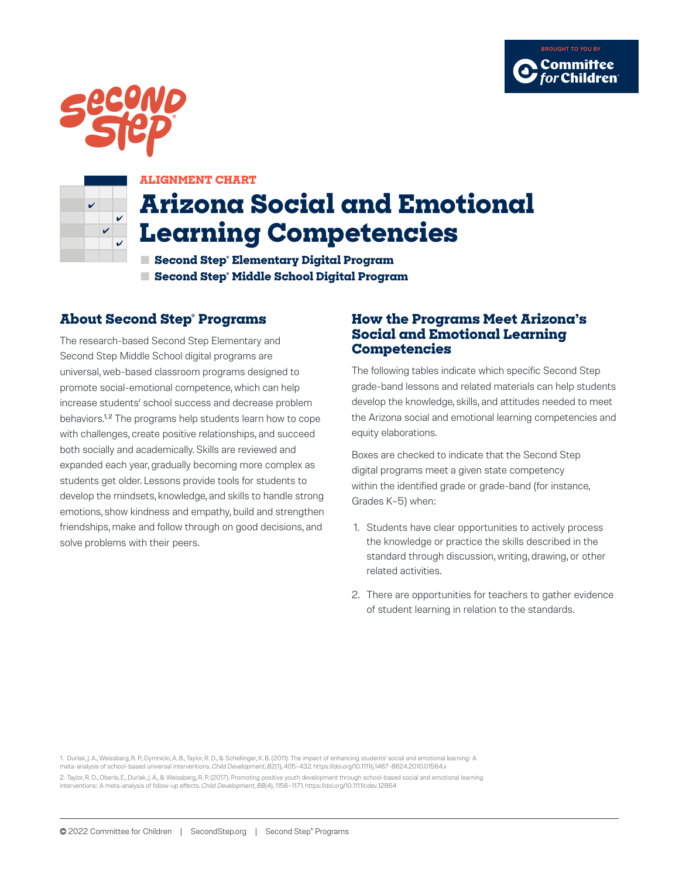BROUGHT TO YOU BY Committee for Children

ALIGNMENT CHART

# Arizona Social and Emotional Learning Competencies

- **Second Step® Elementary Digital Program**
- **Second Step® Middle School Digital Program**

## About Second Step® Programs

The research-based Second Step Elementary and Second Step Middle School digital programs are universal, web-based classroom programs designed to promote social-emotional competence, which can help increase students' school success and decrease problem behaviors.[1,2] The programs help students learn how to cope with challenges, create positive relationships, and succeed both socially and academically. Skills are reviewed and expanded each year, gradually becoming more complex as students get older. Lessons provide tools for students to develop the mindsets, knowledge, and skills to handle strong emotions, show kindness and empathy, build and strengthen friendships, make and follow through on good decisions, and solve problems with their peers.

## How the Programs Meet Arizona's Social and Emotional Learning Competencies

The following tables indicate which specific Second Step grade-band lessons and related materials can help students develop the knowledge, skills, and attitudes needed to meet the Arizona social and emotional learning competencies and equity elaborations.

Boxes are checked to indicate that the Second Step digital programs meet a given state competency within the identified grade or grade-band (for instance, Grades K–5) when:

1. Students have clear opportunities to actively process the knowledge or practice the skills described in the standard through discussion, writing, drawing, or other related activities.
2. There are opportunities for teachers to gather evidence of student learning in relation to the standards.

1. Durlak, J. A., Weissberg, R. P., Dymnicki, A. B., Taylor, R. D., & Schellinger, K. B. (2011). The impact of enhancing students' social and emotional learning: A meta-analysis of school-based universal interventions. *Child Development*, *82*(1), 405–432. https://doi.org/10.1111/j.1467-8624.2010.01564.x

2. Taylor, R. D., Oberle, E., Durlak, J. A., & Weissberg, R. P. (2017). Promoting positive youth development through school-based social and emotional learning interventions: A meta-analysis of follow-up effects. *Child Development*, *88*(4), 1156–1171. https://doi.org/10.1111/cdev.12864

© 2022 Committee for Children | SecondStep.org | Second Step® Programs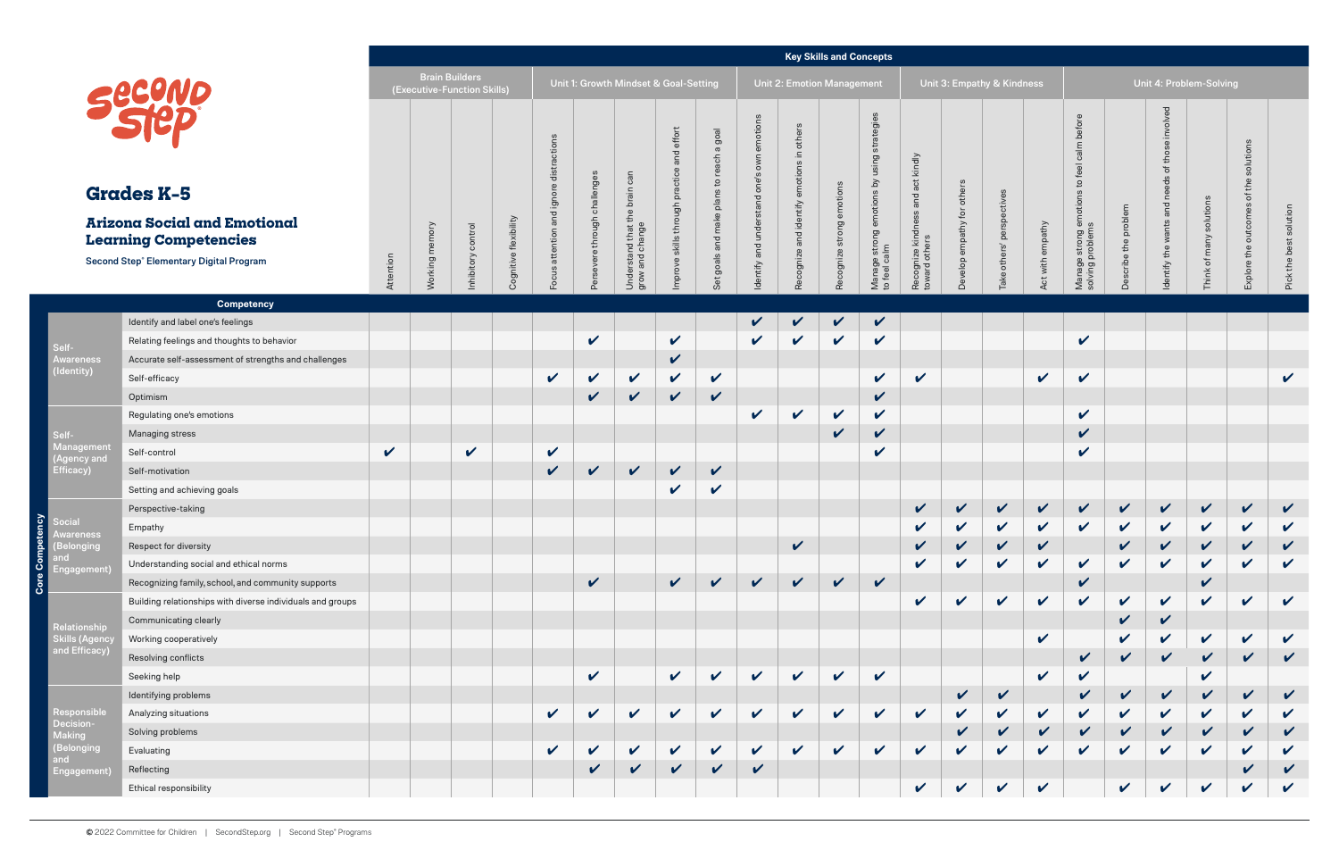# Grades K-5

## Arizona Social and Emotional Learning Competencies

Second Step® Elementary Digital Program

| | | Key Skills and Concepts | | | | | | | | | | | | | | | | | | | | | | |
|---|---|---|---|---|---|---|---|---|---|---|---|---|---|---|---|---|---|---|---|---|---|---|---|---|
| | | Brain Builders (Executive-Function Skills) | | | | Unit 1: Growth Mindset & Goal-Setting | | | | | Unit 2: Emotion Management | | | | Unit 3: Empathy & Kindness | | | | Unit 4: Problem-Solving | | | | | |
| Core Competency | Competency | Attention | Working memory | Inhibitory control | Cognitive flexibility | Focus attention and ignore distractions | Persevere through challenges | Understand that the brain can grow and change | Improve skills through practice and effort | Set goals and make plans to reach a goal | Identify and understand one's own emotions | Recognize and identify emotions in others | Recognize strong emotions | Manage strong emotions by using strategies to feel calm | Recognize kindness and act kindly toward others | Develop empathy for others | Take others' perspectives | Act with empathy | Manage strong emotions to feel calm before solving problems | Describe the problem | Identify the wants and needs of those involved | Think of many solutions | Explore the outcomes of the solutions | Pick the best solution |
| Self-Awareness (Identity) | Identify and label one's feelings | | | | | | | | | | ✔ | ✔ | ✔ | ✔ | | | | | | | | | | |
| | Relating feelings and thoughts to behavior | | | | | | ✔ | | ✔ | | ✔ | ✔ | ✔ | ✔ | | | | | ✔ | | | | | |
| | Accurate self-assessment of strengths and challenges | | | | | | | | ✔ | | | | | | | | | | | | | | | |
| | Self-efficacy | | | | | ✔ | ✔ | ✔ | ✔ | ✔ | | | | ✔ | ✔ | | | ✔ | ✔ | | | | | ✔ |
| | Optimism | | | | | | ✔ | ✔ | ✔ | ✔ | | | | ✔ | | | | | | | | | | |
| Self-Management (Agency and Efficacy) | Regulating one's emotions | | | | | | | | | | ✔ | ✔ | ✔ | ✔ | | | | | ✔ | | | | | |
| | Managing stress | | | | | | | | | | | | ✔ | ✔ | | | | | ✔ | | | | | |
| | Self-control | ✔ | | ✔ | | ✔ | | | | | | | | ✔ | | | | | ✔ | | | | | |
| | Self-motivation | | | | | ✔ | ✔ | ✔ | ✔ | ✔ | | | | | | | | | | | | | | |
| | Setting and achieving goals | | | | | | | | ✔ | ✔ | | | | | | | | | | | | | | |
| Social Awareness (Belonging and Engagement) | Perspective-taking | | | | | | | | | | | | | | ✔ | ✔ | ✔ | ✔ | ✔ | ✔ | ✔ | ✔ | ✔ | ✔ |
| | Empathy | | | | | | | | | | | | | | ✔ | ✔ | ✔ | ✔ | ✔ | ✔ | ✔ | ✔ | ✔ | ✔ |
| | Respect for diversity | | | | | | | | | | | ✔ | | | ✔ | ✔ | ✔ | ✔ | | ✔ | ✔ | ✔ | ✔ | ✔ |
| | Understanding social and ethical norms | | | | | | | | | | | | | | ✔ | ✔ | ✔ | ✔ | ✔ | ✔ | ✔ | ✔ | ✔ | ✔ |
| | Recognizing family, school, and community supports | | | | | | ✔ | | ✔ | ✔ | ✔ | ✔ | ✔ | ✔ | | | | | ✔ | | | ✔ | | |
| Relationship Skills (Agency and Efficacy) | Building relationships with diverse individuals and groups | | | | | | | | | | | | | | ✔ | ✔ | ✔ | ✔ | ✔ | ✔ | ✔ | ✔ | ✔ | ✔ |
| | Communicating clearly | | | | | | | | | | | | | | | | | | | ✔ | ✔ | | | |
| | Working cooperatively | | | | | | | | | | | | | | | | | ✔ | | ✔ | ✔ | ✔ | ✔ | ✔ |
| | Resolving conflicts | | | | | | | | | | | | | | | | | | ✔ | ✔ | ✔ | ✔ | ✔ | ✔ |
| | Seeking help | | | | | | ✔ | | ✔ | ✔ | ✔ | ✔ | ✔ | ✔ | | | | ✔ | ✔ | | | ✔ | | |
| Responsible Decision-Making (Belonging and Engagement) | Identifying problems | | | | | | | | | | | | | | | ✔ | ✔ | | ✔ | ✔ | ✔ | ✔ | ✔ | ✔ |
| | Analyzing situations | | | | | ✔ | ✔ | ✔ | ✔ | ✔ | ✔ | ✔ | ✔ | ✔ | ✔ | ✔ | ✔ | ✔ | ✔ | ✔ | ✔ | ✔ | ✔ | ✔ |
| | Solving problems | | | | | | | | | | | | | | | ✔ | ✔ | ✔ | ✔ | ✔ | ✔ | ✔ | ✔ | ✔ |
| | Evaluating | | | | | ✔ | ✔ | ✔ | ✔ | ✔ | ✔ | ✔ | ✔ | ✔ | ✔ | ✔ | ✔ | ✔ | ✔ | ✔ | ✔ | ✔ | ✔ | ✔ |
| | Reflecting | | | | | | ✔ | ✔ | ✔ | ✔ | ✔ | | | | | | | | | | | | ✔ | ✔ |
| | Ethical responsibility | | | | | | | | | | | | | | ✔ | ✔ | ✔ | ✔ | | ✔ | ✔ | ✔ | ✔ | ✔ |

© 2022 Committee for Children | SecondStep.org | Second Step® Programs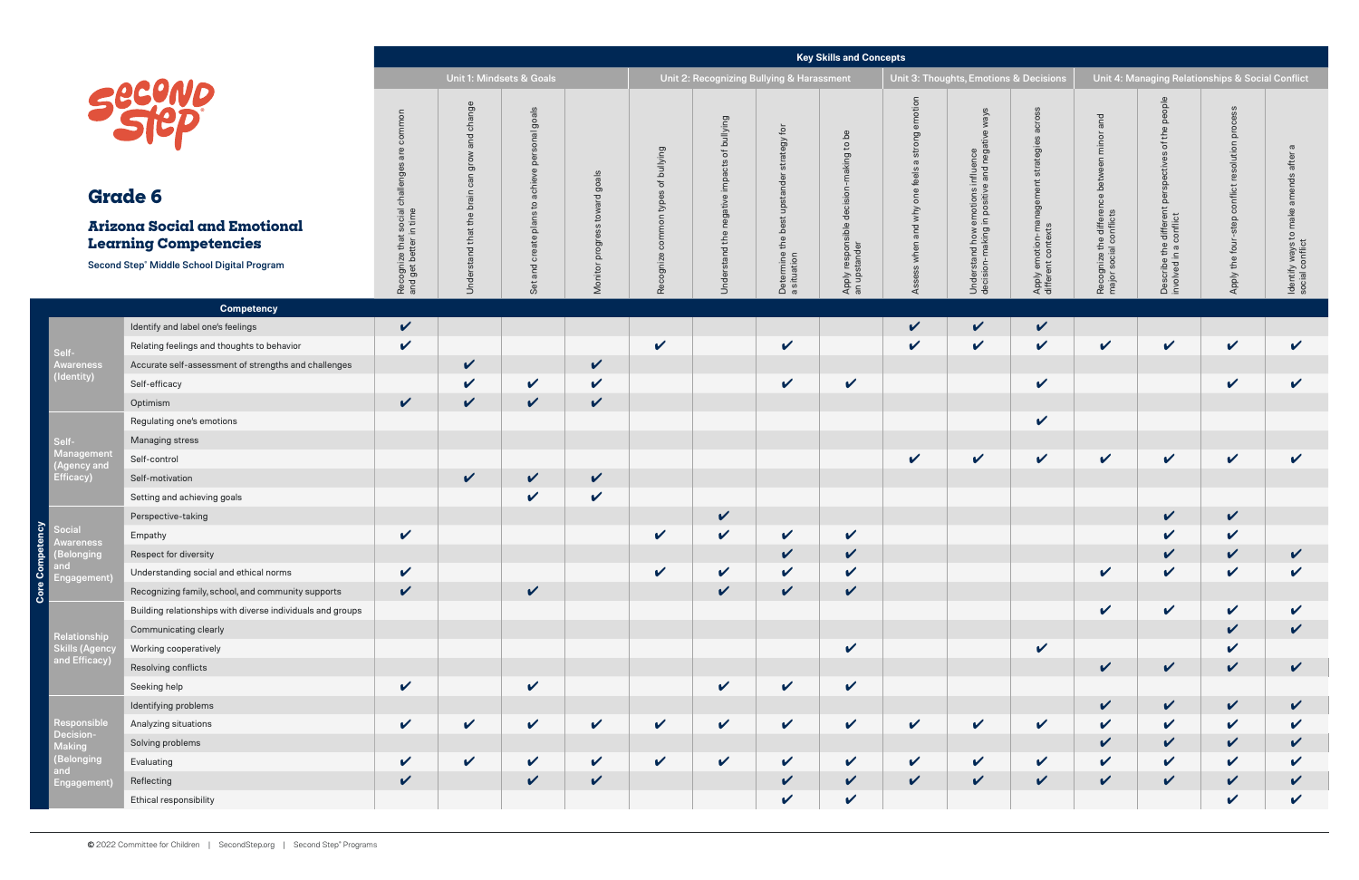# Grade 6

## Arizona Social and Emotional Learning Competencies

**Second Step® Middle School Digital Program**

| Core Competency | Competency | Key Skills and Concepts: Unit 1: Mindsets & Goals | | | | Unit 2: Recognizing Bullying & Harassment | | | | Unit 3: Thoughts, Emotions & Decisions | | | Unit 4: Managing Relationships & Social Conflict | | | |
|---|---|---|---|---|---|---|---|---|---|---|---|---|---|---|---|---|
| | | Recognize that social challenges are common and get better in time | Understand that the brain can grow and change | Set and create plans to achieve personal goals | Monitor progress toward goals | Recognize common types of bullying | Understand the negative impacts of bullying | Determine the best upstander strategy for a situation | Apply responsible decision-making to be an upstander | Assess when and why one feels a strong emotion | Understand how emotions influence decision-making in positive and negative ways | Apply emotion-management strategies across different contexts | Recognize the difference between minor and major social conflicts | Describe the different perspectives of the people involved in a conflict | Apply the four-step conflict resolution process | Identify ways to make amends after a social conflict |
| Self-Awareness (Identity) | Identify and label one's feelings | ✔ | | | | | | | | ✔ | ✔ | ✔ | | | | |
| | Relating feelings and thoughts to behavior | ✔ | | | | ✔ | | ✔ | | ✔ | ✔ | ✔ | ✔ | ✔ | ✔ | ✔ |
| | Accurate self-assessment of strengths and challenges | | ✔ | | ✔ | | | | | | | | | | | |
| | Self-efficacy | | ✔ | ✔ | ✔ | | | ✔ | ✔ | | | ✔ | | | ✔ | ✔ |
| | Optimism | ✔ | ✔ | ✔ | ✔ | | | | | | | | | | | |
| Self-Management (Agency and Efficacy) | Regulating one's emotions | | | | | | | | | | | ✔ | | | | |
| | Managing stress | | | | | | | | | | | | | | | |
| | Self-control | | | | | | | | | ✔ | ✔ | ✔ | ✔ | ✔ | ✔ | ✔ |
| | Self-motivation | | ✔ | ✔ | ✔ | | | | | | | | | | | |
| | Setting and achieving goals | | | ✔ | ✔ | | | | | | | | | | | |
| Social Awareness (Belonging and Engagement) | Perspective-taking | | | | | | ✔ | | | | | | | ✔ | ✔ | |
| | Empathy | ✔ | | | | ✔ | ✔ | ✔ | ✔ | | | | | ✔ | ✔ | |
| | Respect for diversity | | | | | | | ✔ | ✔ | | | | | ✔ | ✔ | ✔ |
| | Understanding social and ethical norms | ✔ | | | | ✔ | ✔ | ✔ | ✔ | | | | ✔ | ✔ | ✔ | ✔ |
| | Recognizing family, school, and community supports | ✔ | | ✔ | | | ✔ | ✔ | ✔ | | | | | | | |
| Relationship Skills (Agency and Efficacy) | Building relationships with diverse individuals and groups | | | | | | | | | | | | ✔ | ✔ | ✔ | ✔ |
| | Communicating clearly | | | | | | | | | | | | | | ✔ | ✔ |
| | Working cooperatively | | | | | | | | ✔ | | | ✔ | | | ✔ | |
| | Resolving conflicts | | | | | | | | | | | | ✔ | ✔ | ✔ | ✔ |
| | Seeking help | ✔ | | ✔ | | | ✔ | ✔ | ✔ | | | | | | | |
| Responsible Decision-Making (Belonging and Engagement) | Identifying problems | | | | | | | | | | | | ✔ | ✔ | ✔ | ✔ |
| | Analyzing situations | ✔ | ✔ | ✔ | ✔ | ✔ | ✔ | ✔ | ✔ | ✔ | ✔ | ✔ | ✔ | ✔ | ✔ | ✔ |
| | Solving problems | | | | | | | | | | | | ✔ | ✔ | ✔ | ✔ |
| | Evaluating | ✔ | ✔ | ✔ | ✔ | ✔ | ✔ | ✔ | ✔ | ✔ | ✔ | ✔ | ✔ | ✔ | ✔ | ✔ |
| | Reflecting | ✔ | | ✔ | ✔ | | | ✔ | ✔ | ✔ | ✔ | ✔ | ✔ | ✔ | ✔ | ✔ |
| | Ethical responsibility | | | | | | | ✔ | ✔ | | | | | | ✔ | ✔ |

© 2022 Committee for Children | SecondStep.org | Second Step® Programs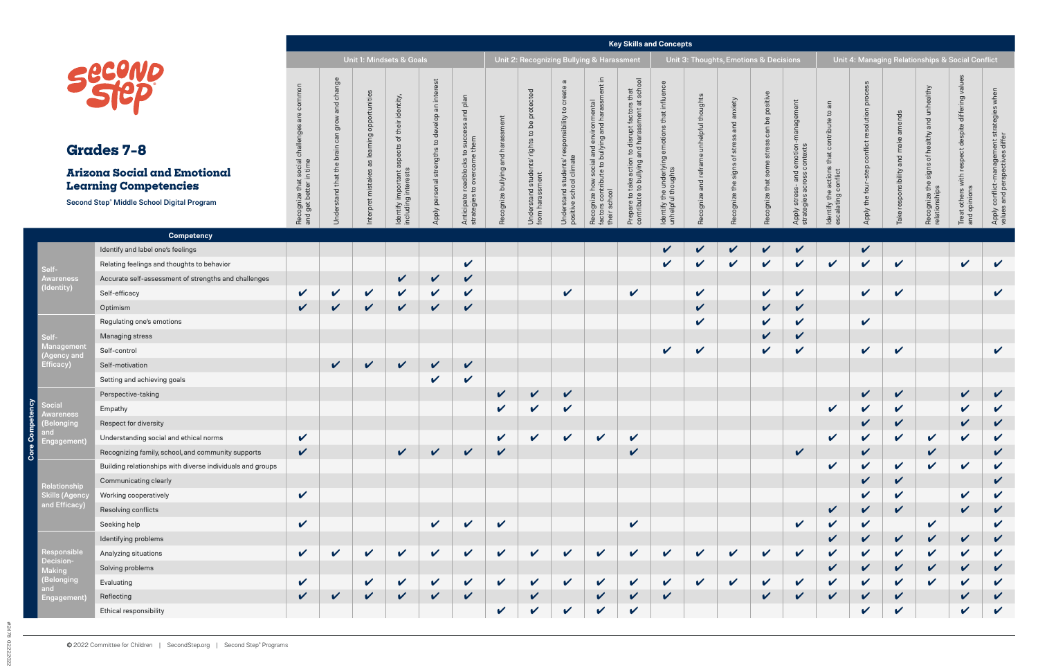# Second Step

## Grades 7–8

## Arizona Social and Emotional Learning Competencies

**Second Step® Middle School Digital Program**

**Key Skills and Concepts**

| Core Competency | Competency | Unit 1: Mindsets & Goals | | | | | | Unit 2: Recognizing Bullying & Harassment | | | | | Unit 3: Thoughts, Emotions & Decisions | | | | | Unit 4: Managing Relationships & Social Conflict | | | | | |
|---|---|---|---|---|---|---|---|---|---|---|---|---|---|---|---|---|---|---|---|---|---|---|---|
| | | Recognize that social challenges are common and get better in time | Understand that the brain can grow and change | Interpret mistakes as learning opportunities | Identify important aspects of their identity, including interests | Apply personal strengths to develop an interest | Anticipate roadblocks to success and plan strategies to overcome them | Recognize bullying and harassment | Understand students' rights to be protected from harassment | Understand students' responsibility to create a positive school climate | Recognize how social and environmental factors contribute to bullying and harassment in their school | Prepare to take action to disrupt factors that contribute to bullying and harassment at school | Identify the underlying emotions that influence unhelpful thoughts | Recognize and reframe unhelpful thoughts | Recognize the signs of stress and anxiety | Recognize that some stress can be positive | Apply stress- and emotion-management strategies across contexts | Identify the actions that contribute to an escalating conflict | Apply the four-step conflict resolution process | Take responsibility and make amends | Recognize the signs of healthy and unhealthy relationships | Treat others with respect despite differing values and opinions | Apply conflict-management strategies when values and perspectives differ |
| Self-Awareness (Identity) | Identify and label one's feelings | | | | | | | | | | | | ✔ | ✔ | ✔ | ✔ | ✔ | | ✔ | | | | |
| | Relating feelings and thoughts to behavior | | | | | | ✔ | | | | | | ✔ | ✔ | ✔ | ✔ | ✔ | ✔ | ✔ | ✔ | | ✔ | ✔ |
| | Accurate self-assessment of strengths and challenges | | | | ✔ | ✔ | ✔ | | | | | | | | | | | | | | | | |
| | Self-efficacy | ✔ | ✔ | ✔ | ✔ | ✔ | ✔ | | | ✔ | | ✔ | | ✔ | | ✔ | ✔ | | ✔ | ✔ | | | ✔ |
| | Optimism | ✔ | ✔ | ✔ | ✔ | ✔ | ✔ | | | | | | | ✔ | | ✔ | ✔ | | | | | | |
| Self-Management (Agency and Efficacy) | Regulating one's emotions | | | | | | | | | | | | | ✔ | | ✔ | ✔ | | ✔ | | | | |
| | Managing stress | | | | | | | | | | | | | | | ✔ | ✔ | | | | | | |
| | Self-control | | | | | | | | | | | | ✔ | ✔ | | ✔ | ✔ | | ✔ | ✔ | | | ✔ |
| | Self-motivation | | ✔ | ✔ | ✔ | ✔ | ✔ | | | | | | | | | | | | | | | | |
| | Setting and achieving goals | | | | | ✔ | ✔ | | | | | | | | | | | | | | | | |
| Social Awareness (Belonging and Engagement) | Perspective-taking | | | | | | | ✔ | ✔ | ✔ | | | | | | | | | ✔ | ✔ | | ✔ | ✔ |
| | Empathy | | | | | | | ✔ | ✔ | ✔ | | | | | | | | ✔ | ✔ | ✔ | | ✔ | ✔ |
| | Respect for diversity | | | | | | | | | | | | | | | | | | ✔ | ✔ | | ✔ | ✔ |
| | Understanding social and ethical norms | ✔ | | | | | | ✔ | ✔ | ✔ | ✔ | ✔ | | | | | | ✔ | ✔ | ✔ | ✔ | ✔ | ✔ |
| | Recognizing family, school, and community supports | ✔ | | | ✔ | ✔ | ✔ | ✔ | | | | ✔ | | | | | ✔ | | ✔ | | ✔ | | ✔ |
| Relationship Skills (Agency and Efficacy) | Building relationships with diverse individuals and groups | | | | | | | | | | | | | | | | | ✔ | ✔ | ✔ | ✔ | ✔ | ✔ |
| | Communicating clearly | | | | | | | | | | | | | | | | | | ✔ | ✔ | | | ✔ |
| | Working cooperatively | ✔ | | | | | | | | | | | | | | | | | ✔ | ✔ | | ✔ | ✔ |
| | Resolving conflicts | | | | | | | | | | | | | | | | | ✔ | ✔ | ✔ | | ✔ | ✔ |
| | Seeking help | ✔ | | | | ✔ | ✔ | ✔ | | | | ✔ | | | | | ✔ | ✔ | ✔ | | ✔ | | ✔ |
| Responsible Decision-Making (Belonging and Engagement) | Identifying problems | | | | | | | | | | | | | | | | | ✔ | ✔ | ✔ | ✔ | ✔ | ✔ |
| | Analyzing situations | ✔ | ✔ | ✔ | ✔ | ✔ | ✔ | ✔ | ✔ | ✔ | ✔ | ✔ | ✔ | ✔ | ✔ | ✔ | ✔ | ✔ | ✔ | ✔ | ✔ | ✔ | ✔ |
| | Solving problems | | | | | | | | | | | | | | | | | ✔ | ✔ | ✔ | ✔ | ✔ | ✔ |
| | Evaluating | ✔ | | ✔ | ✔ | ✔ | ✔ | ✔ | ✔ | ✔ | ✔ | ✔ | ✔ | ✔ | ✔ | ✔ | ✔ | ✔ | ✔ | ✔ | ✔ | ✔ | ✔ |
| | Reflecting | ✔ | ✔ | ✔ | ✔ | ✔ | ✔ | | ✔ | | ✔ | ✔ | ✔ | | | ✔ | ✔ | ✔ | ✔ | ✔ | | ✔ | ✔ |
| | Ethical responsibility | | | | | | | ✔ | ✔ | ✔ | ✔ | ✔ | | | | | | | ✔ | ✔ | | ✔ | ✔ |

© 2022 Committee for Children | SecondStep.org | Second Step® Programs